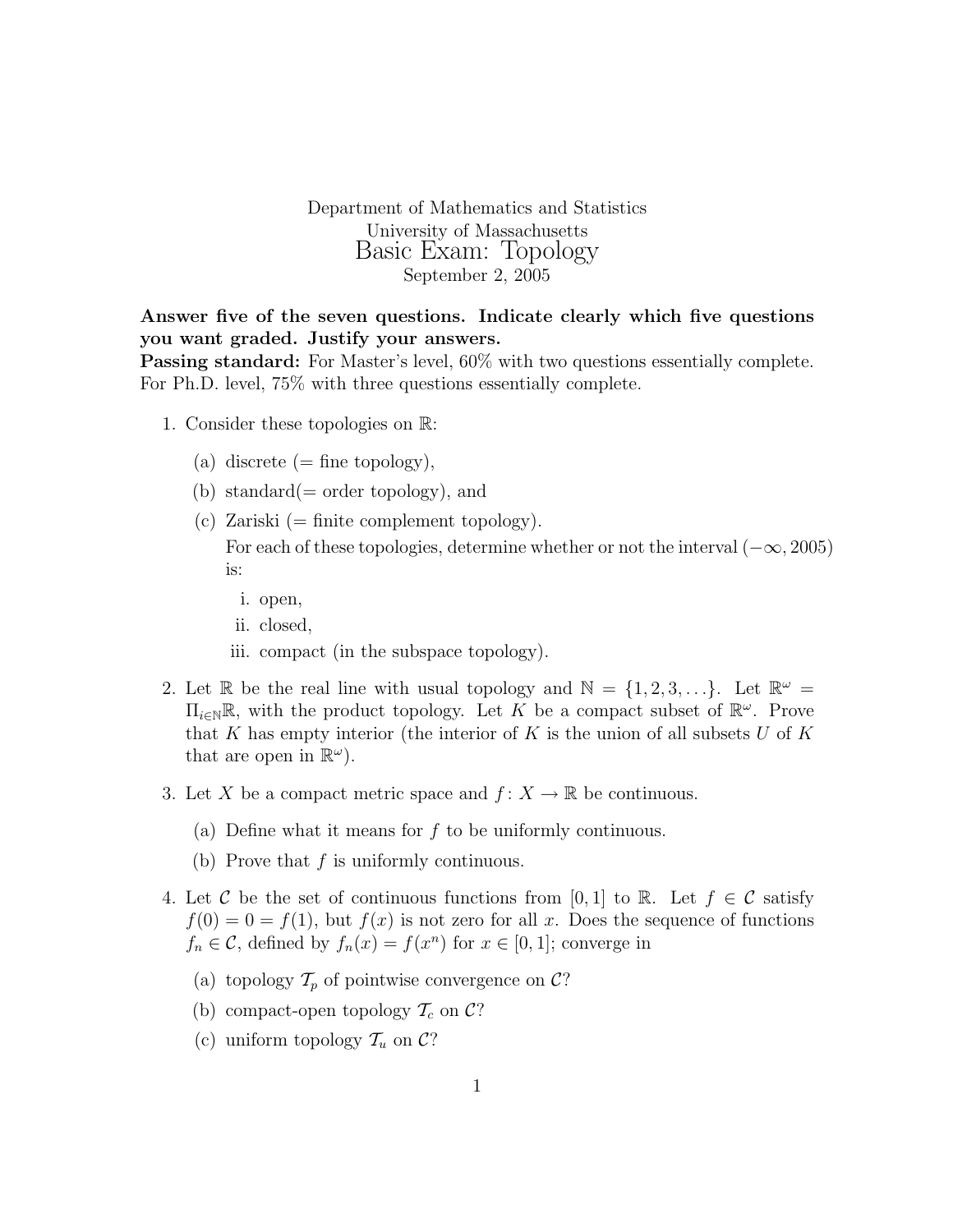Department of Mathematics and Statistics
University of Massachusetts

# Basic Exam: Topology

September 2, 2005

**Answer five of the seven questions. Indicate clearly which five questions you want graded. Justify your answers.**

**Passing standard:** For Master's level, 60% with two questions essentially complete. For Ph.D. level, 75% with three questions essentially complete.

1. Consider these topologies on $\mathbb{R}$:
   (a) discrete (= fine topology),
   (b) standard(= order topology), and
   (c) Zariski (= finite complement topology).
   
   For each of these topologies, determine whether or not the interval $(-\infty, 2005)$ is:
   
   i. open,
   ii. closed,
   iii. compact (in the subspace topology).

2. Let $\mathbb{R}$ be the real line with usual topology and $\mathbb{N} = \{1, 2, 3, \ldots\}$. Let $\mathbb{R}^\omega = \Pi_{i \in \mathbb{N}} \mathbb{R}$, with the product topology. Let $K$ be a compact subset of $\mathbb{R}^\omega$. Prove that $K$ has empty interior (the interior of $K$ is the union of all subsets $U$ of $K$ that are open in $\mathbb{R}^\omega$).

3. Let $X$ be a compact metric space and $f : X \to \mathbb{R}$ be continuous.
   (a) Define what it means for $f$ to be uniformly continuous.
   (b) Prove that $f$ is uniformly continuous.

4. Let $\mathcal{C}$ be the set of continuous functions from $[0, 1]$ to $\mathbb{R}$. Let $f \in \mathcal{C}$ satisfy $f(0) = 0 = f(1)$, but $f(x)$ is not zero for all $x$. Does the sequence of functions $f_n \in \mathcal{C}$, defined by $f_n(x) = f(x^n)$ for $x \in [0, 1]$; converge in
   (a) topology $\mathcal{T}_p$ of pointwise convergence on $\mathcal{C}$?
   (b) compact-open topology $\mathcal{T}_c$ on $\mathcal{C}$?
   (c) uniform topology $\mathcal{T}_u$ on $\mathcal{C}$?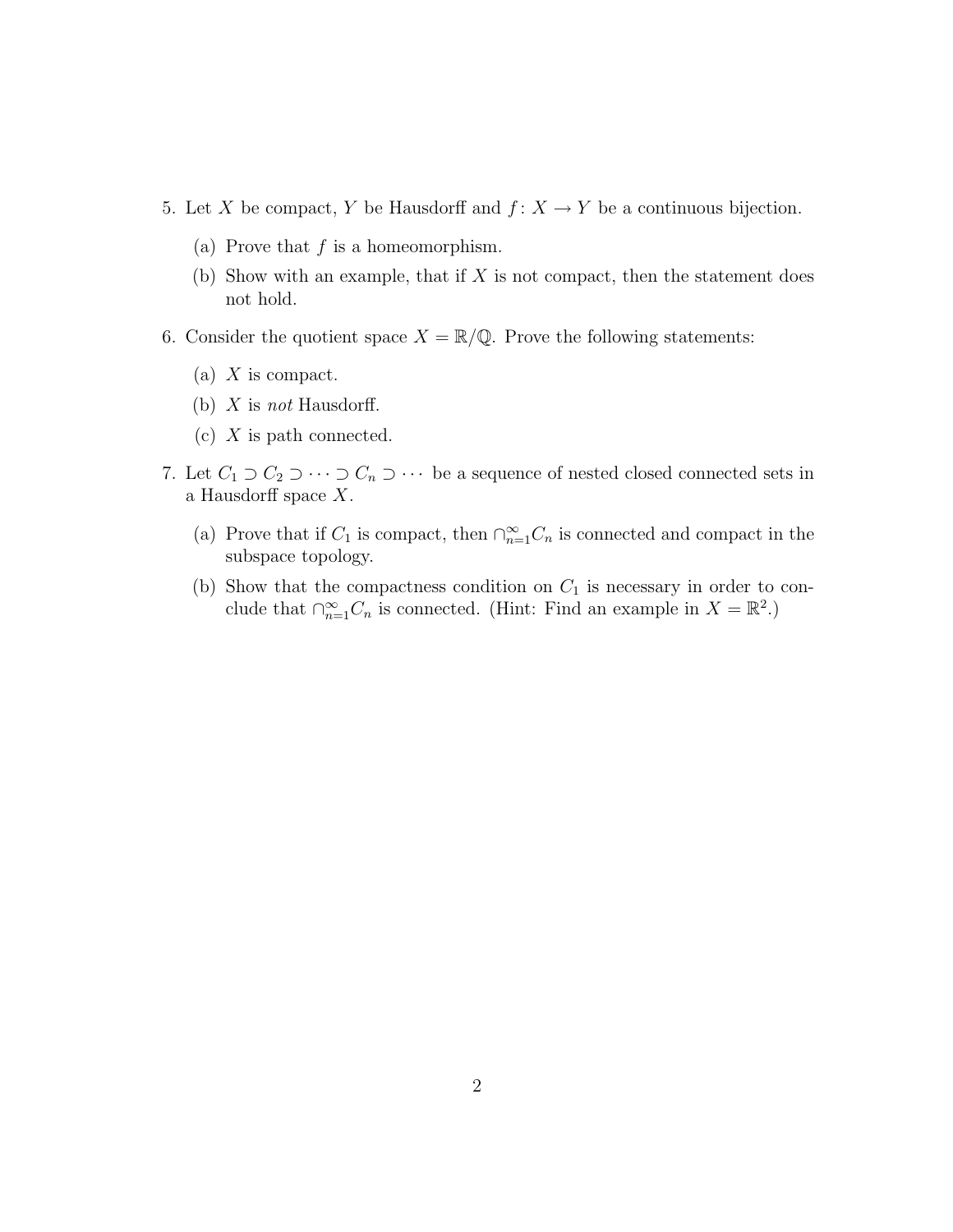5. Let $X$ be compact, $Y$ be Hausdorff and $f\colon X \to Y$ be a continuous bijection.

   (a) Prove that $f$ is a homeomorphism.

   (b) Show with an example, that if $X$ is not compact, then the statement does not hold.

6. Consider the quotient space $X = \mathbb{R}/\mathbb{Q}$. Prove the following statements:

   (a) $X$ is compact.

   (b) $X$ is *not* Hausdorff.

   (c) $X$ is path connected.

7. Let $C_1 \supset C_2 \supset \cdots \supset C_n \supset \cdots$ be a sequence of nested closed connected sets in a Hausdorff space $X$.

   (a) Prove that if $C_1$ is compact, then $\cap_{n=1}^{\infty} C_n$ is connected and compact in the subspace topology.

   (b) Show that the compactness condition on $C_1$ is necessary in order to conclude that $\cap_{n=1}^{\infty} C_n$ is connected. (Hint: Find an example in $X = \mathbb{R}^2$.)